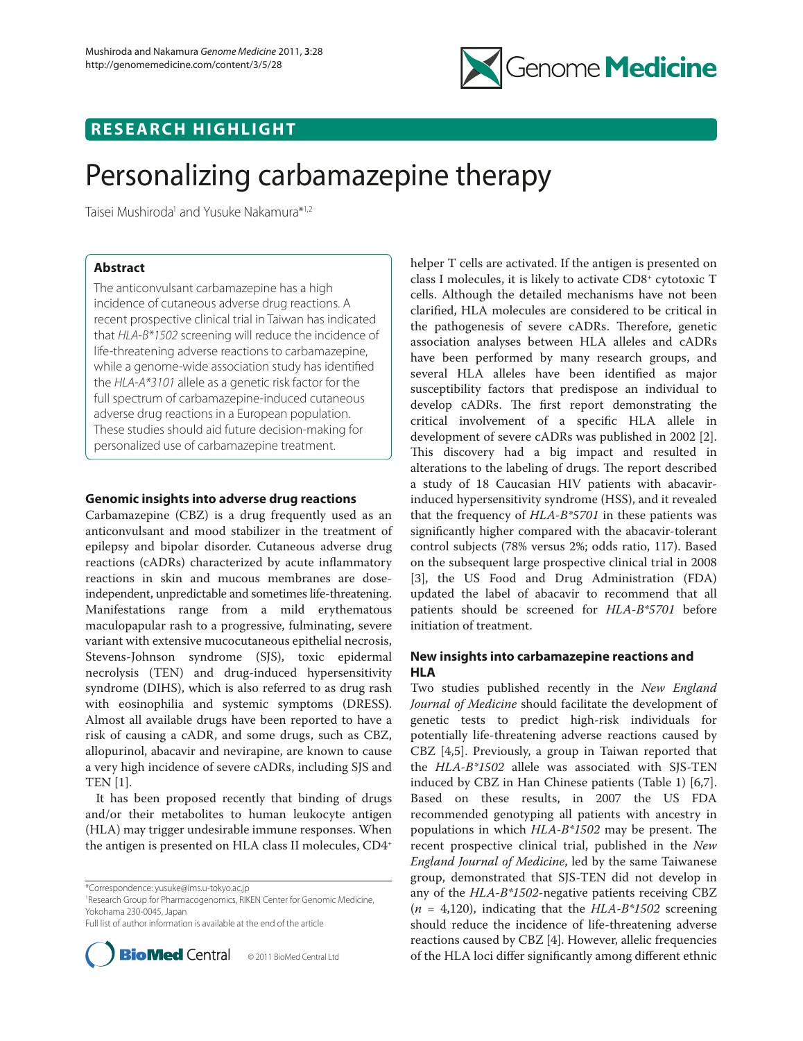RESEARCH HIGHLIGHT

# Personalizing carbamazepine therapy

Taisei Mushiroda[1] and Yusuke Nakamura*[1,2]

## Abstract

The anticonvulsant carbamazepine has a high incidence of cutaneous adverse drug reactions. A recent prospective clinical trial in Taiwan has indicated that *HLA-B*1502* screening will reduce the incidence of life-threatening adverse reactions to carbamazepine, while a genome-wide association study has identified the *HLA-A*3101* allele as a genetic risk factor for the full spectrum of carbamazepine-induced cutaneous adverse drug reactions in a European population. These studies should aid future decision-making for personalized use of carbamazepine treatment.

## Genomic insights into adverse drug reactions

Carbamazepine (CBZ) is a drug frequently used as an anticonvulsant and mood stabilizer in the treatment of epilepsy and bipolar disorder. Cutaneous adverse drug reactions (cADRs) characterized by acute inflammatory reactions in skin and mucous membranes are dose-independent, unpredictable and sometimes life-threatening. Manifestations range from a mild erythematous maculopapular rash to a progressive, fulminating, severe variant with extensive mucocutaneous epithelial necrosis, Stevens-Johnson syndrome (SJS), toxic epidermal necrolysis (TEN) and drug-induced hypersensitivity syndrome (DIHS), which is also referred to as drug rash with eosinophilia and systemic symptoms (DRESS). Almost all available drugs have been reported to have a risk of causing a cADR, and some drugs, such as CBZ, allopurinol, abacavir and nevirapine, are known to cause a very high incidence of severe cADRs, including SJS and TEN [1].

It has been proposed recently that binding of drugs and/or their metabolites to human leukocyte antigen (HLA) may trigger undesirable immune responses. When the antigen is presented on HLA class II molecules, CD4$^+$ helper T cells are activated. If the antigen is presented on class I molecules, it is likely to activate CD8$^+$ cytotoxic T cells. Although the detailed mechanisms have not been clarified, HLA molecules are considered to be critical in the pathogenesis of severe cADRs. Therefore, genetic association analyses between HLA alleles and cADRs have been performed by many research groups, and several HLA alleles have been identified as major susceptibility factors that predispose an individual to develop cADRs. The first report demonstrating the critical involvement of a specific HLA allele in development of severe cADRs was published in 2002 [2]. This discovery had a big impact and resulted in alterations to the labeling of drugs. The report described a study of 18 Caucasian HIV patients with abacavir-induced hypersensitivity syndrome (HSS), and it revealed that the frequency of *HLA-B*5701* in these patients was significantly higher compared with the abacavir-tolerant control subjects (78% versus 2%; odds ratio, 117). Based on the subsequent large prospective clinical trial in 2008 [3], the US Food and Drug Administration (FDA) updated the label of abacavir to recommend that all patients should be screened for *HLA-B*5701* before initiation of treatment.

## New insights into carbamazepine reactions and HLA

Two studies published recently in the *New England Journal of Medicine* should facilitate the development of genetic tests to predict high-risk individuals for potentially life-threatening adverse reactions caused by CBZ [4,5]. Previously, a group in Taiwan reported that the *HLA-B*1502* allele was associated with SJS-TEN induced by CBZ in Han Chinese patients (Table 1) [6,7]. Based on these results, in 2007 the US FDA recommended genotyping all patients with ancestry in populations in which *HLA-B*1502* may be present. The recent prospective clinical trial, published in the *New England Journal of Medicine*, led by the same Taiwanese group, demonstrated that SJS-TEN did not develop in any of the *HLA-B*1502*-negative patients receiving CBZ ($n$ = 4,120), indicating that the *HLA-B*1502* screening should reduce the incidence of life-threatening adverse reactions caused by CBZ [4]. However, allelic frequencies of the HLA loci differ significantly among different ethnic

*Correspondence: yusuke@ims.u-tokyo.ac.jp
[1]Research Group for Pharmacogenomics, RIKEN Center for Genomic Medicine, Yokohama 230-0045, Japan
Full list of author information is available at the end of the article

© 2011 BioMed Central Ltd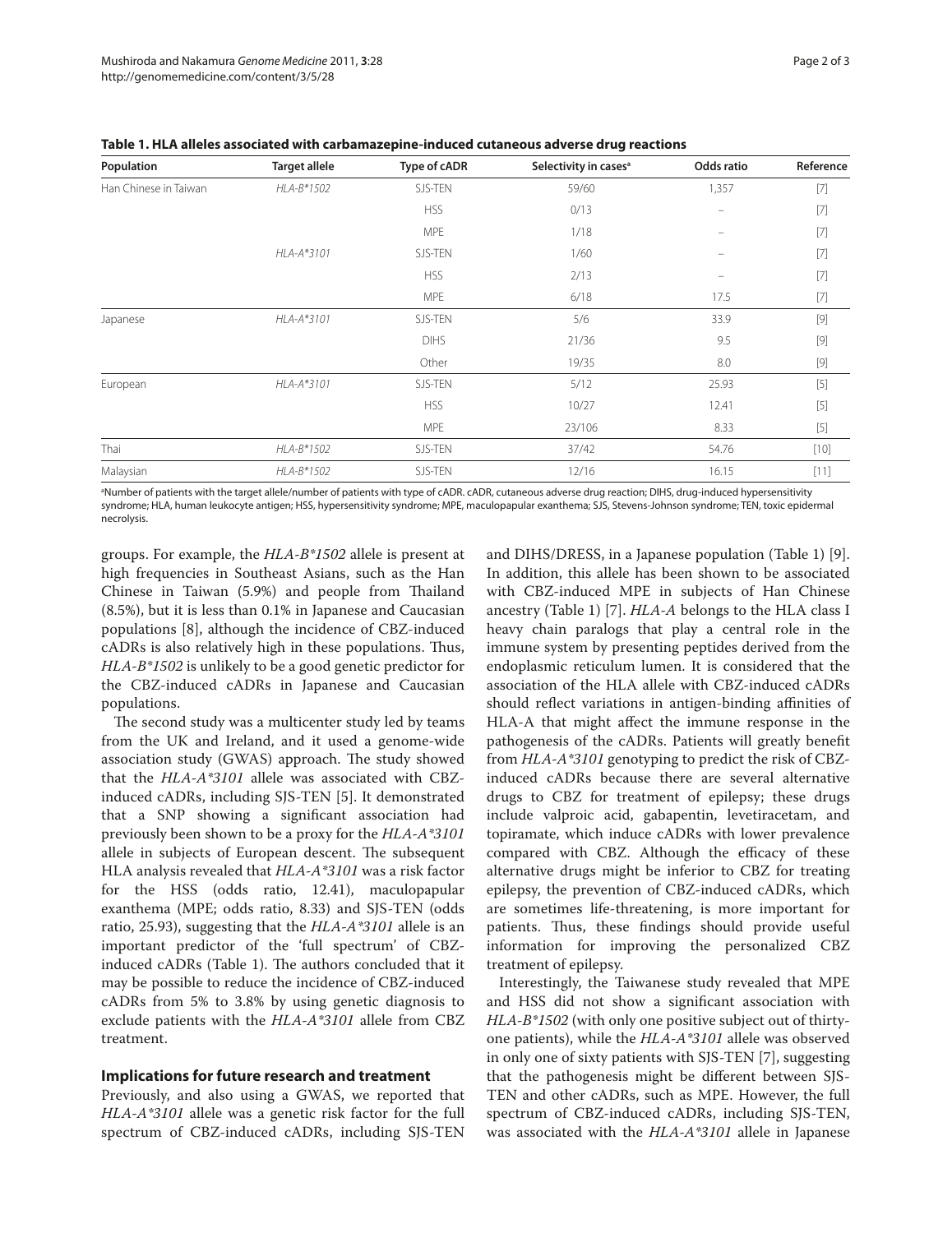**Table 1. HLA alleles associated with carbamazepine-induced cutaneous adverse drug reactions**

| Population | Target allele | Type of cADR | Selectivity in cases[a] | Odds ratio | Reference |
|---|---|---|---|---|---|
| Han Chinese in Taiwan | *HLA-B\*1502* | SJS-TEN | 59/60 | 1,357 | [7] |
| | | HSS | 0/13 | – | [7] |
| | | MPE | 1/18 | – | [7] |
| | *HLA-A\*3101* | SJS-TEN | 1/60 | – | [7] |
| | | HSS | 2/13 | – | [7] |
| | | MPE | 6/18 | 17.5 | [7] |
| Japanese | *HLA-A\*3101* | SJS-TEN | 5/6 | 33.9 | [9] |
| | | DIHS | 21/36 | 9.5 | [9] |
| | | Other | 19/35 | 8.0 | [9] |
| European | *HLA-A\*3101* | SJS-TEN | 5/12 | 25.93 | [5] |
| | | HSS | 10/27 | 12.41 | [5] |
| | | MPE | 23/106 | 8.33 | [5] |
| Thai | *HLA-B\*1502* | SJS-TEN | 37/42 | 54.76 | [10] |
| Malaysian | *HLA-B\*1502* | SJS-TEN | 12/16 | 16.15 | [11] |

[a]Number of patients with the target allele/number of patients with type of cADR. cADR, cutaneous adverse drug reaction; DIHS, drug-induced hypersensitivity syndrome; HLA, human leukocyte antigen; HSS, hypersensitivity syndrome; MPE, maculopapular exanthema; SJS, Stevens-Johnson syndrome; TEN, toxic epidermal necrolysis.

groups. For example, the *HLA-B\*1502* allele is present at high frequencies in Southeast Asians, such as the Han Chinese in Taiwan (5.9%) and people from Thailand (8.5%), but it is less than 0.1% in Japanese and Caucasian populations [8], although the incidence of CBZ-induced cADRs is also relatively high in these populations. Thus, *HLA-B\*1502* is unlikely to be a good genetic predictor for the CBZ-induced cADRs in Japanese and Caucasian populations.

The second study was a multicenter study led by teams from the UK and Ireland, and it used a genome-wide association study (GWAS) approach. The study showed that the *HLA-A\*3101* allele was associated with CBZ-induced cADRs, including SJS-TEN [5]. It demonstrated that a SNP showing a significant association had previously been shown to be a proxy for the *HLA-A\*3101* allele in subjects of European descent. The subsequent HLA analysis revealed that *HLA-A\*3101* was a risk factor for the HSS (odds ratio, 12.41), maculopapular exanthema (MPE; odds ratio, 8.33) and SJS-TEN (odds ratio, 25.93), suggesting that the *HLA-A\*3101* allele is an important predictor of the 'full spectrum' of CBZ-induced cADRs (Table 1). The authors concluded that it may be possible to reduce the incidence of CBZ-induced cADRs from 5% to 3.8% by using genetic diagnosis to exclude patients with the *HLA-A\*3101* allele from CBZ treatment.

## Implications for future research and treatment

Previously, and also using a GWAS, we reported that *HLA-A\*3101* allele was a genetic risk factor for the full spectrum of CBZ-induced cADRs, including SJS-TEN and DIHS/DRESS, in a Japanese population (Table 1) [9]. In addition, this allele has been shown to be associated with CBZ-induced MPE in subjects of Han Chinese ancestry (Table 1) [7]. *HLA-A* belongs to the HLA class I heavy chain paralogs that play a central role in the immune system by presenting peptides derived from the endoplasmic reticulum lumen. It is considered that the association of the HLA allele with CBZ-induced cADRs should reflect variations in antigen-binding affinities of HLA-A that might affect the immune response in the pathogenesis of the cADRs. Patients will greatly benefit from *HLA-A\*3101* genotyping to predict the risk of CBZ-induced cADRs because there are several alternative drugs to CBZ for treatment of epilepsy; these drugs include valproic acid, gabapentin, levetiracetam, and topiramate, which induce cADRs with lower prevalence compared with CBZ. Although the efficacy of these alternative drugs might be inferior to CBZ for treating epilepsy, the prevention of CBZ-induced cADRs, which are sometimes life-threatening, is more important for patients. Thus, these findings should provide useful information for improving the personalized CBZ treatment of epilepsy.

Interestingly, the Taiwanese study revealed that MPE and HSS did not show a significant association with *HLA-B\*1502* (with only one positive subject out of thirty-one patients), while the *HLA-A\*3101* allele was observed in only one of sixty patients with SJS-TEN [7], suggesting that the pathogenesis might be different between SJS-TEN and other cADRs, such as MPE. However, the full spectrum of CBZ-induced cADRs, including SJS-TEN, was associated with the *HLA-A\*3101* allele in Japanese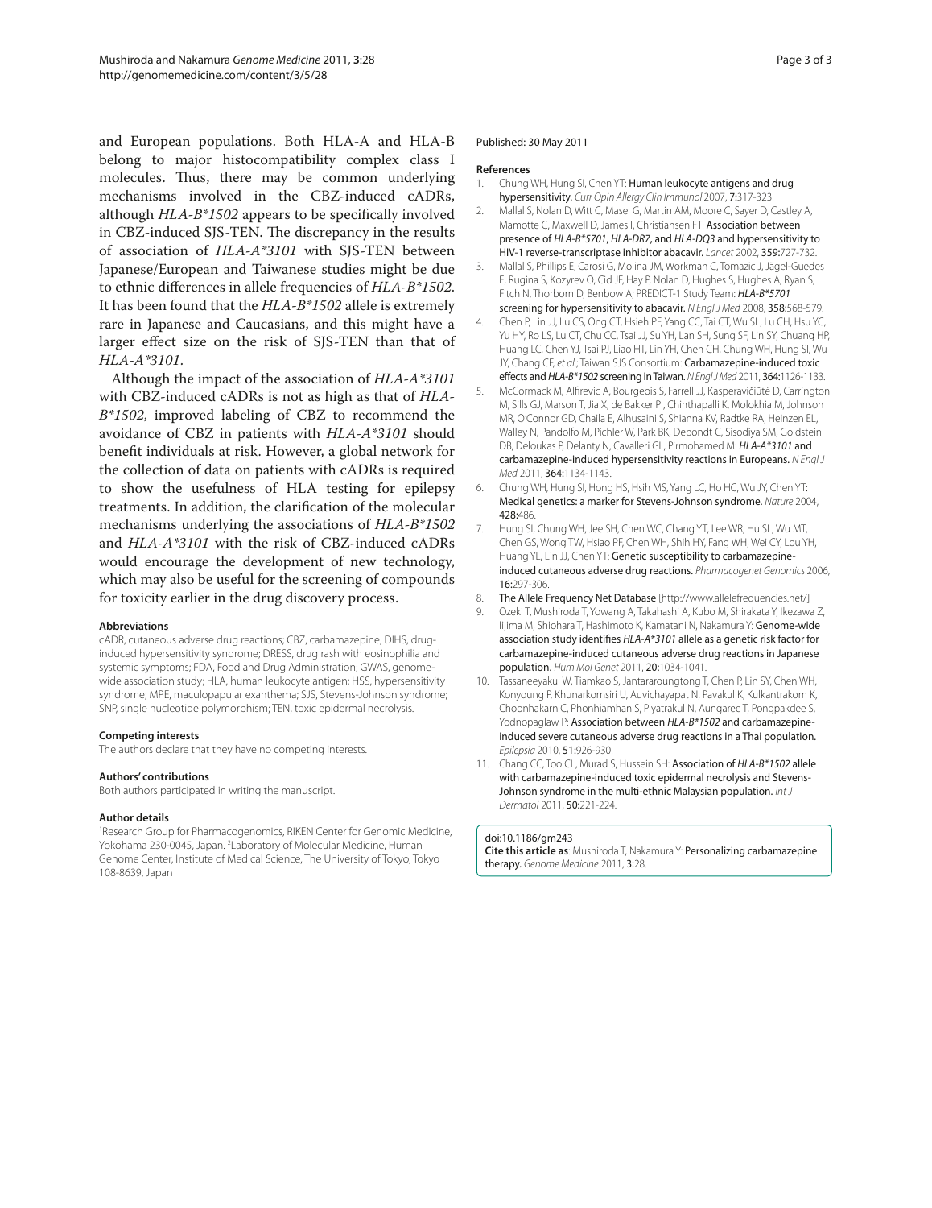and European populations. Both HLA-A and HLA-B belong to major histocompatibility complex class I molecules. Thus, there may be common underlying mechanisms involved in the CBZ-induced cADRs, although *HLA-B\*1502* appears to be specifically involved in CBZ-induced SJS-TEN. The discrepancy in the results of association of *HLA-A\*3101* with SJS-TEN between Japanese/European and Taiwanese studies might be due to ethnic differences in allele frequencies of *HLA-B\*1502*. It has been found that the *HLA-B\*1502* allele is extremely rare in Japanese and Caucasians, and this might have a larger effect size on the risk of SJS-TEN than that of *HLA-A\*3101*.

Although the impact of the association of *HLA-A\*3101* with CBZ-induced cADRs is not as high as that of *HLA-B\*1502*, improved labeling of CBZ to recommend the avoidance of CBZ in patients with *HLA-A\*3101* should benefit individuals at risk. However, a global network for the collection of data on patients with cADRs is required to show the usefulness of HLA testing for epilepsy treatments. In addition, the clarification of the molecular mechanisms underlying the associations of *HLA-B\*1502* and *HLA-A\*3101* with the risk of CBZ-induced cADRs would encourage the development of new technology, which may also be useful for the screening of compounds for toxicity earlier in the drug discovery process.

#### Abbreviations

cADR, cutaneous adverse drug reactions; CBZ, carbamazepine; DIHS, drug-induced hypersensitivity syndrome; DRESS, drug rash with eosinophilia and systemic symptoms; FDA, Food and Drug Administration; GWAS, genome-wide association study; HLA, human leukocyte antigen; HSS, hypersensitivity syndrome; MPE, maculopapular exanthema; SJS, Stevens-Johnson syndrome; SNP, single nucleotide polymorphism; TEN, toxic epidermal necrolysis.

#### Competing interests

The authors declare that they have no competing interests.

#### Authors' contributions

Both authors participated in writing the manuscript.

#### Author details

[1]Research Group for Pharmacogenomics, RIKEN Center for Genomic Medicine, Yokohama 230-0045, Japan. [2]Laboratory of Molecular Medicine, Human Genome Center, Institute of Medical Science, The University of Tokyo, Tokyo 108-8639, Japan

Published: 30 May 2011

#### References

1. Chung WH, Hung SI, Chen YT: **Human leukocyte antigens and drug hypersensitivity.** *Curr Opin Allergy Clin Immunol* 2007, **7:**317-323.
2. Mallal S, Nolan D, Witt C, Masel G, Martin AM, Moore C, Sayer D, Castley A, Mamotte C, Maxwell D, James I, Christiansen FT: **Association between presence of *HLA-B\*5701*, *HLA-DR7*, and *HLA-DQ3* and hypersensitivity to HIV-1 reverse-transcriptase inhibitor abacavir.** *Lancet* 2002, **359:**727-732.
3. Mallal S, Phillips E, Carosi G, Molina JM, Workman C, Tomazic J, Jägel-Guedes E, Rugina S, Kozyrev O, Cid JF, Hay P, Nolan D, Hughes S, Hughes A, Ryan S, Fitch N, Thorborn D, Benbow A; PREDICT-1 Study Team: ***HLA-B\*5701* screening for hypersensitivity to abacavir.** *N Engl J Med* 2008, **358:**568-579.
4. Chen P, Lin JJ, Lu CS, Ong CT, Hsieh PF, Yang CC, Tai CT, Wu SL, Lu CH, Hsu YC, Yu HY, Ro LS, Lu CT, Chu CC, Tsai JJ, Su YH, Lan SH, Sung SF, Lin SY, Chuang HP, Huang LC, Chen YJ, Tsai PJ, Liao HT, Lin YH, Chen CH, Chung WH, Hung SI, Wu JY, Chang CF, *et al.*; Taiwan SJS Consortium: **Carbamazepine-induced toxic effects and *HLA-B\*1502* screening in Taiwan.** *N Engl J Med* 2011, **364:**1126-1133.
5. McCormack M, Alfirevic A, Bourgeois S, Farrell JJ, Kasperavičiūtė D, Carrington M, Sills GJ, Marson T, Jia X, de Bakker PI, Chinthapalli K, Molokhia M, Johnson MR, O'Connor GD, Chaila E, Alhusaini S, Shianna KV, Radtke RA, Heinzen EL, Walley N, Pandolfo M, Pichler W, Park BK, Depondt C, Sisodiya SM, Goldstein DB, Deloukas P, Delanty N, Cavalleri GL, Pirmohamed M: ***HLA-A\*3101* and carbamazepine-induced hypersensitivity reactions in Europeans.** *N Engl J Med* 2011, **364:**1134-1143.
6. Chung WH, Hung SI, Hong HS, Hsih MS, Yang LC, Ho HC, Wu JY, Chen YT: **Medical genetics: a marker for Stevens-Johnson syndrome.** *Nature* 2004, **428:**486.
7. Hung SI, Chung WH, Jee SH, Chen WC, Chang YT, Lee WR, Hu SL, Wu MT, Chen GS, Wong TW, Hsiao PF, Chen WH, Shih HY, Fang WH, Wei CY, Lou YH, Huang YL, Lin JJ, Chen YT: **Genetic susceptibility to carbamazepine-induced cutaneous adverse drug reactions.** *Pharmacogenet Genomics* 2006, **16:**297-306.
8. **The Allele Frequency Net Database** [http://www.allelefrequencies.net/]
9. Ozeki T, Mushiroda T, Yowang A, Takahashi A, Kubo M, Shirakata Y, Ikezawa Z, Iijima M, Shiohara T, Hashimoto K, Kamatani N, Nakamura Y: **Genome-wide association study identifies *HLA-A\*3101* allele as a genetic risk factor for carbamazepine-induced cutaneous adverse drug reactions in Japanese population.** *Hum Mol Genet* 2011, **20:**1034-1041.
10. Tassaneeyakul W, Tiamkao S, Jantararoungtong T, Chen P, Lin SY, Chen WH, Konyoung P, Khunarkornsiri U, Auvichayapat N, Pavakul K, Kulkantrakorn K, Choonhakarn C, Phonhiamhan S, Piyatrakul N, Aungaree T, Pongpakdee S, Yodnopaglaw P: **Association between *HLA-B\*1502* and carbamazepine-induced severe cutaneous adverse drug reactions in a Thai population.** *Epilepsia* 2010, **51:**926-930.
11. Chang CC, Too CL, Murad S, Hussein SH: **Association of *HLA-B\*1502* allele with carbamazepine-induced toxic epidermal necrolysis and Stevens-Johnson syndrome in the multi-ethnic Malaysian population.** *Int J Dermatol* 2011, **50:**221-224.

doi:10.1186/gm243

**Cite this article as**: Mushiroda T, Nakamura Y: **Personalizing carbamazepine therapy.** *Genome Medicine* 2011, **3:**28.